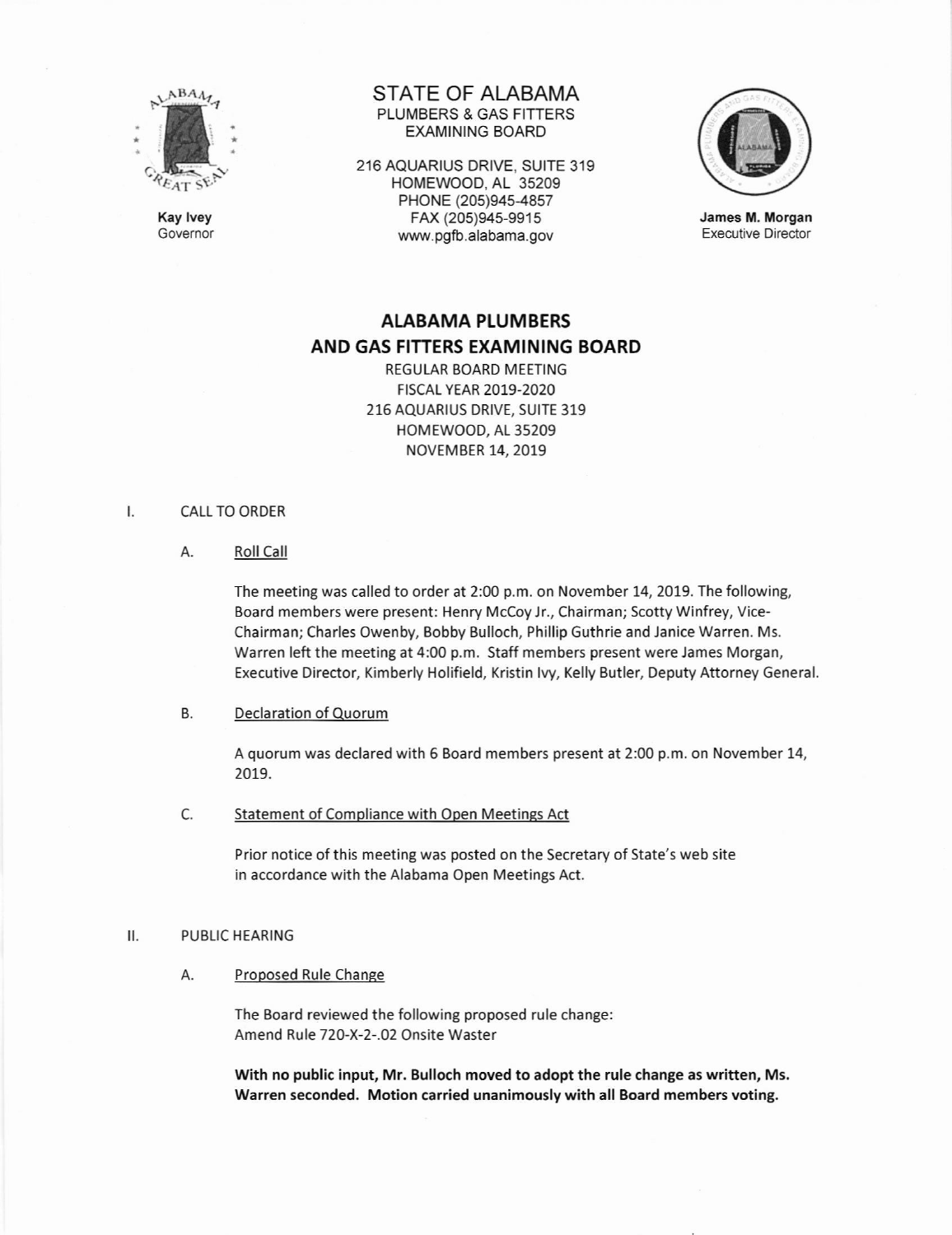STATE OF ALABAMA
PLUMBERS & GAS FITTERS
EXAMINING BOARD

216 AQUARIUS DRIVE, SUITE 319
HOMEWOOD, AL 35209
PHONE (205)945-4857
FAX (205)945-9915
www.pgfb.alabama.gov

**Kay Ivey**
Governor

**James M. Morgan**
Executive Director

# ALABAMA PLUMBERS AND GAS FITTERS EXAMINING BOARD

REGULAR BOARD MEETING
FISCAL YEAR 2019-2020
216 AQUARIUS DRIVE, SUITE 319
HOMEWOOD, AL 35209
NOVEMBER 14, 2019

## I. CALL TO ORDER

### A. Roll Call

The meeting was called to order at 2:00 p.m. on November 14, 2019. The following, Board members were present: Henry McCoy Jr., Chairman; Scotty Winfrey, Vice-Chairman; Charles Owenby, Bobby Bulloch, Phillip Guthrie and Janice Warren. Ms. Warren left the meeting at 4:00 p.m. Staff members present were James Morgan, Executive Director, Kimberly Holifield, Kristin Ivy, Kelly Butler, Deputy Attorney General.

### B. Declaration of Quorum

A quorum was declared with 6 Board members present at 2:00 p.m. on November 14, 2019.

### C. Statement of Compliance with Open Meetings Act

Prior notice of this meeting was posted on the Secretary of State's web site in accordance with the Alabama Open Meetings Act.

## II. PUBLIC HEARING

### A. Proposed Rule Change

The Board reviewed the following proposed rule change:
Amend Rule 720-X-2-.02 Onsite Waster

**With no public input, Mr. Bulloch moved to adopt the rule change as written, Ms. Warren seconded. Motion carried unanimously with all Board members voting.**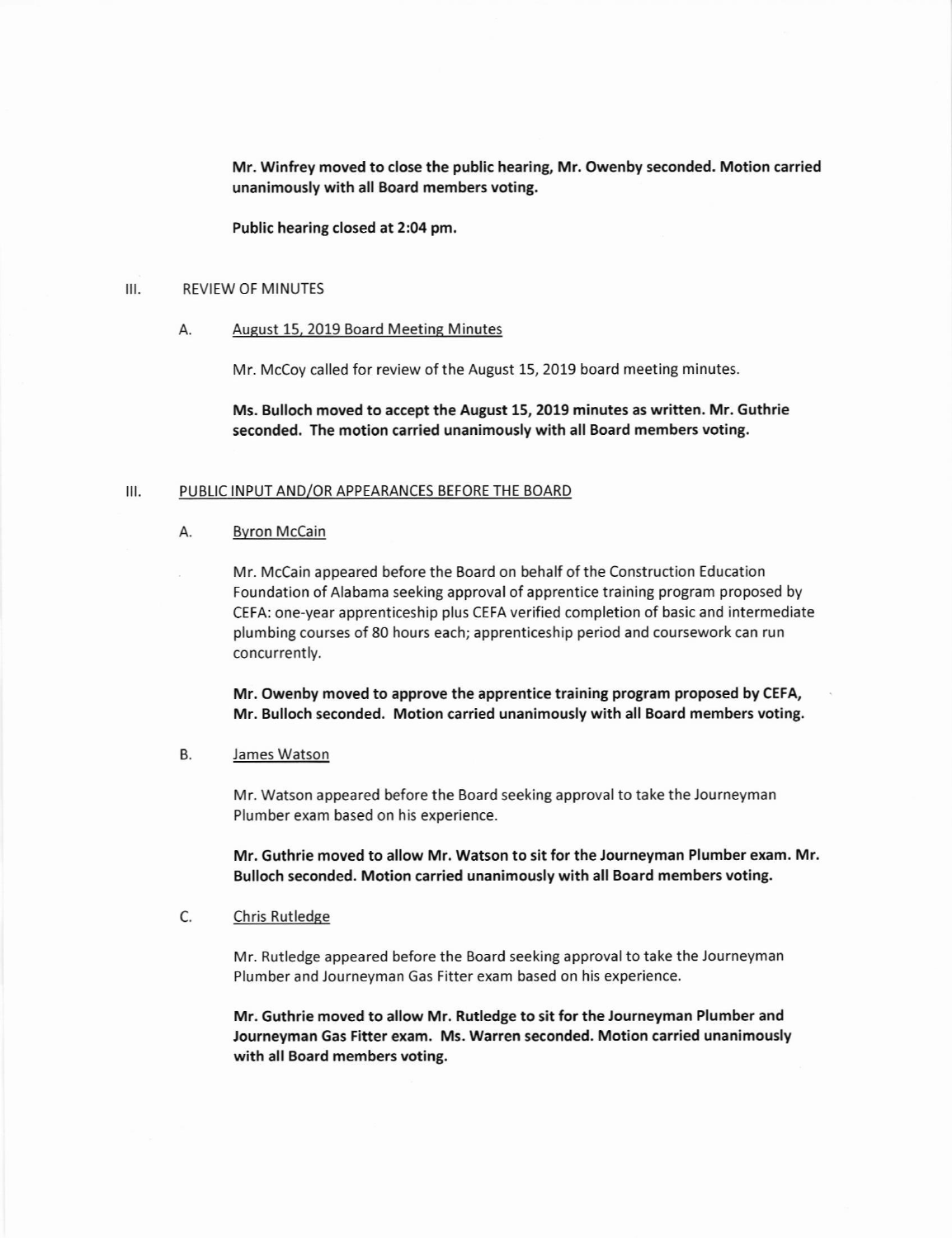**Mr. Winfrey moved to close the public hearing, Mr. Owenby seconded. Motion carried unanimously with all Board members voting.**

**Public hearing closed at 2:04 pm.**

III. REVIEW OF MINUTES

A. August 15, 2019 Board Meeting Minutes

Mr. McCoy called for review of the August 15, 2019 board meeting minutes.

**Ms. Bulloch moved to accept the August 15, 2019 minutes as written. Mr. Guthrie seconded. The motion carried unanimously with all Board members voting.**

III. PUBLIC INPUT AND/OR APPEARANCES BEFORE THE BOARD

A. Byron McCain

Mr. McCain appeared before the Board on behalf of the Construction Education Foundation of Alabama seeking approval of apprentice training program proposed by CEFA: one-year apprenticeship plus CEFA verified completion of basic and intermediate plumbing courses of 80 hours each; apprenticeship period and coursework can run concurrently.

**Mr. Owenby moved to approve the apprentice training program proposed by CEFA, Mr. Bulloch seconded. Motion carried unanimously with all Board members voting.**

B. James Watson

Mr. Watson appeared before the Board seeking approval to take the Journeyman Plumber exam based on his experience.

**Mr. Guthrie moved to allow Mr. Watson to sit for the Journeyman Plumber exam. Mr. Bulloch seconded. Motion carried unanimously with all Board members voting.**

C. Chris Rutledge

Mr. Rutledge appeared before the Board seeking approval to take the Journeyman Plumber and Journeyman Gas Fitter exam based on his experience.

**Mr. Guthrie moved to allow Mr. Rutledge to sit for the Journeyman Plumber and Journeyman Gas Fitter exam. Ms. Warren seconded. Motion carried unanimously with all Board members voting.**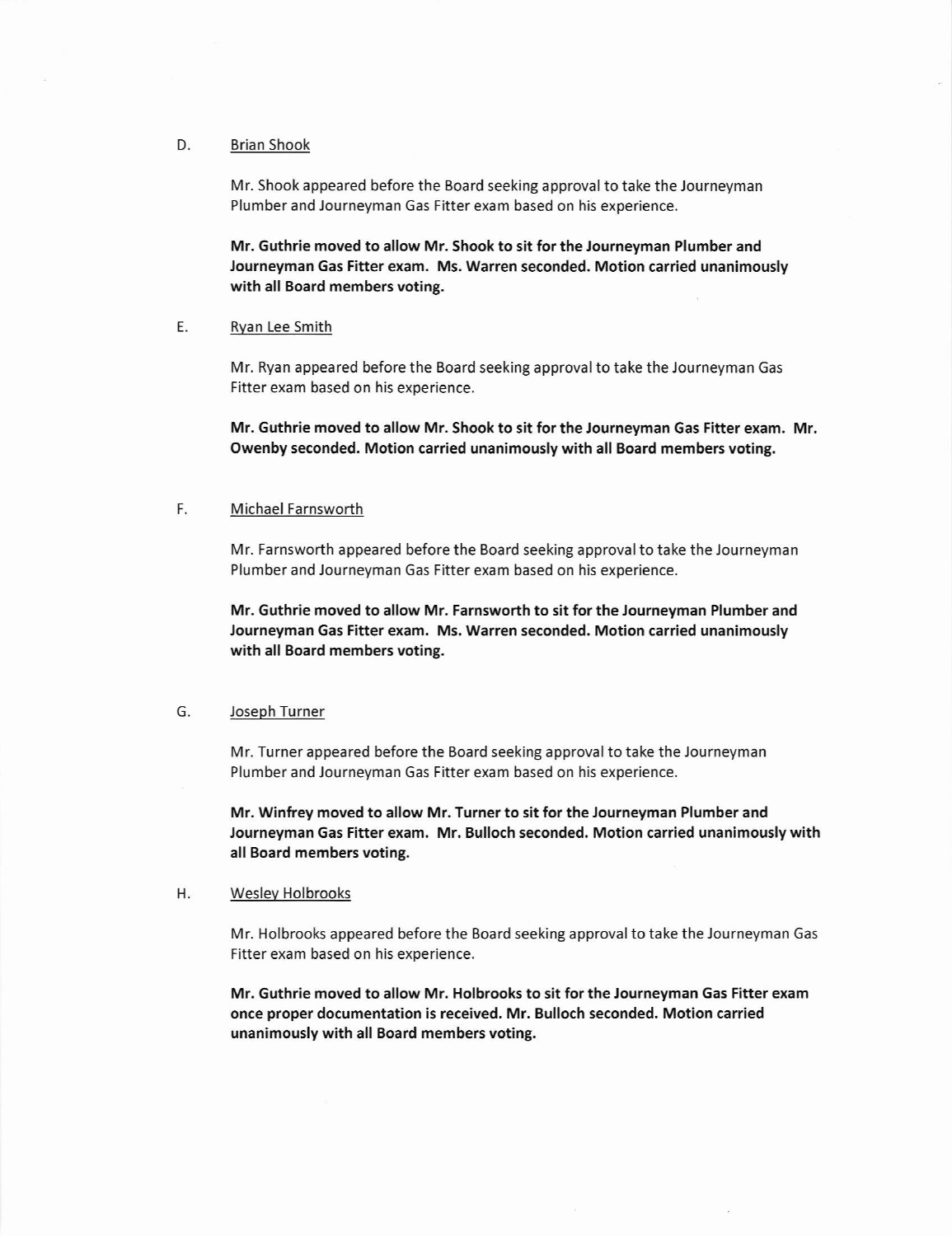D. Brian Shook

Mr. Shook appeared before the Board seeking approval to take the Journeyman Plumber and Journeyman Gas Fitter exam based on his experience.

**Mr. Guthrie moved to allow Mr. Shook to sit for the Journeyman Plumber and Journeyman Gas Fitter exam. Ms. Warren seconded. Motion carried unanimously with all Board members voting.**

E. Ryan Lee Smith

Mr. Ryan appeared before the Board seeking approval to take the Journeyman Gas Fitter exam based on his experience.

**Mr. Guthrie moved to allow Mr. Shook to sit for the Journeyman Gas Fitter exam. Mr. Owenby seconded. Motion carried unanimously with all Board members voting.**

F. Michael Farnsworth

Mr. Farnsworth appeared before the Board seeking approval to take the Journeyman Plumber and Journeyman Gas Fitter exam based on his experience.

**Mr. Guthrie moved to allow Mr. Farnsworth to sit for the Journeyman Plumber and Journeyman Gas Fitter exam. Ms. Warren seconded. Motion carried unanimously with all Board members voting.**

G. Joseph Turner

Mr. Turner appeared before the Board seeking approval to take the Journeyman Plumber and Journeyman Gas Fitter exam based on his experience.

**Mr. Winfrey moved to allow Mr. Turner to sit for the Journeyman Plumber and Journeyman Gas Fitter exam. Mr. Bulloch seconded. Motion carried unanimously with all Board members voting.**

H. Wesley Holbrooks

Mr. Holbrooks appeared before the Board seeking approval to take the Journeyman Gas Fitter exam based on his experience.

**Mr. Guthrie moved to allow Mr. Holbrooks to sit for the Journeyman Gas Fitter exam once proper documentation is received. Mr. Bulloch seconded. Motion carried unanimously with all Board members voting.**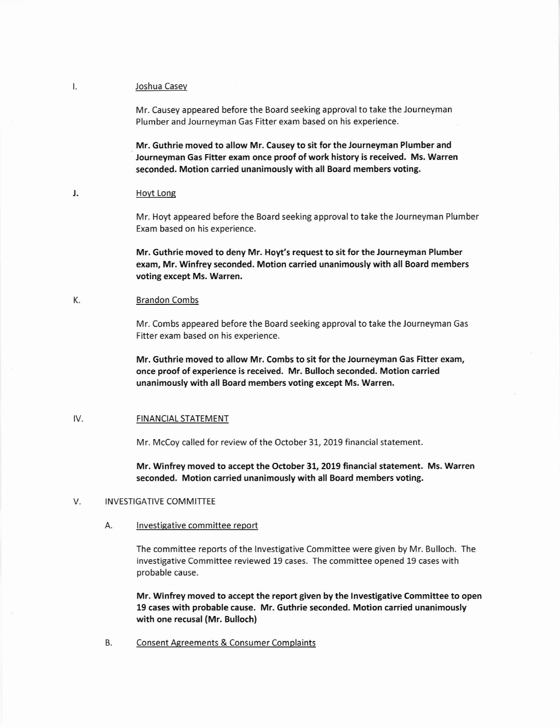I. Joshua Casey

Mr. Causey appeared before the Board seeking approval to take the Journeyman Plumber and Journeyman Gas Fitter exam based on his experience.

**Mr. Guthrie moved to allow Mr. Causey to sit for the Journeyman Plumber and Journeyman Gas Fitter exam once proof of work history is received. Ms. Warren seconded. Motion carried unanimously with all Board members voting.**

J. Hoyt Long

Mr. Hoyt appeared before the Board seeking approval to take the Journeyman Plumber Exam based on his experience.

**Mr. Guthrie moved to deny Mr. Hoyt's request to sit for the Journeyman Plumber exam, Mr. Winfrey seconded. Motion carried unanimously with all Board members voting except Ms. Warren.**

K. Brandon Combs

Mr. Combs appeared before the Board seeking approval to take the Journeyman Gas Fitter exam based on his experience.

**Mr. Guthrie moved to allow Mr. Combs to sit for the Journeyman Gas Fitter exam, once proof of experience is received. Mr. Bulloch seconded. Motion carried unanimously with all Board members voting except Ms. Warren.**

IV. FINANCIAL STATEMENT

Mr. McCoy called for review of the October 31, 2019 financial statement.

**Mr. Winfrey moved to accept the October 31, 2019 financial statement. Ms. Warren seconded. Motion carried unanimously with all Board members voting.**

V. INVESTIGATIVE COMMITTEE

A. Investigative committee report

The committee reports of the Investigative Committee were given by Mr. Bulloch. The investigative Committee reviewed 19 cases. The committee opened 19 cases with probable cause.

**Mr. Winfrey moved to accept the report given by the Investigative Committee to open 19 cases with probable cause. Mr. Guthrie seconded. Motion carried unanimously with one recusal (Mr. Bulloch)**

B. Consent Agreements & Consumer Complaints